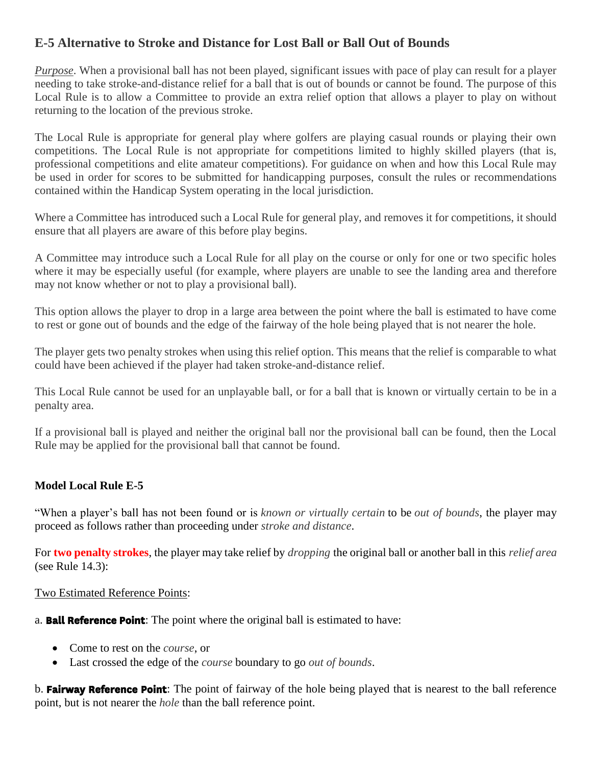## E-5 Alternative to Stroke and Distance for Lost Ball or Ball Out of Bounds

*Purpose*. When a provisional ball has not been played, significant issues with pace of play can result for a player needing to take stroke-and-distance relief for a ball that is out of bounds or cannot be found. The purpose of this Local Rule is to allow a Committee to provide an extra relief option that allows a player to play on without returning to the location of the previous stroke.

The Local Rule is appropriate for general play where golfers are playing casual rounds or playing their own competitions. The Local Rule is not appropriate for competitions limited to highly skilled players (that is, professional competitions and elite amateur competitions). For guidance on when and how this Local Rule may be used in order for scores to be submitted for handicapping purposes, consult the rules or recommendations contained within the Handicap System operating in the local jurisdiction.

Where a Committee has introduced such a Local Rule for general play, and removes it for competitions, it should ensure that all players are aware of this before play begins.

A Committee may introduce such a Local Rule for all play on the course or only for one or two specific holes where it may be especially useful (for example, where players are unable to see the landing area and therefore may not know whether or not to play a provisional ball).

This option allows the player to drop in a large area between the point where the ball is estimated to have come to rest or gone out of bounds and the edge of the fairway of the hole being played that is not nearer the hole.

The player gets two penalty strokes when using this relief option. This means that the relief is comparable to what could have been achieved if the player had taken stroke-and-distance relief.

This Local Rule cannot be used for an unplayable ball, or for a ball that is known or virtually certain to be in a penalty area.

If a provisional ball is played and neither the original ball nor the provisional ball can be found, then the Local Rule may be applied for the provisional ball that cannot be found.

### Model Local Rule E-5

"When a player's ball has not been found or is *known or virtually certain* to be *out of bounds*, the player may proceed as follows rather than proceeding under *stroke and distance*.

For **two penalty strokes**, the player may take relief by *dropping* the original ball or another ball in this *relief area* (see Rule 14.3):

Two Estimated Reference Points:

a. **Ball Reference Point**: The point where the original ball is estimated to have:

- Come to rest on the *course*, or
- Last crossed the edge of the *course* boundary to go *out of bounds*.

b. **Fairway Reference Point**: The point of fairway of the hole being played that is nearest to the ball reference point, but is not nearer the *hole* than the ball reference point.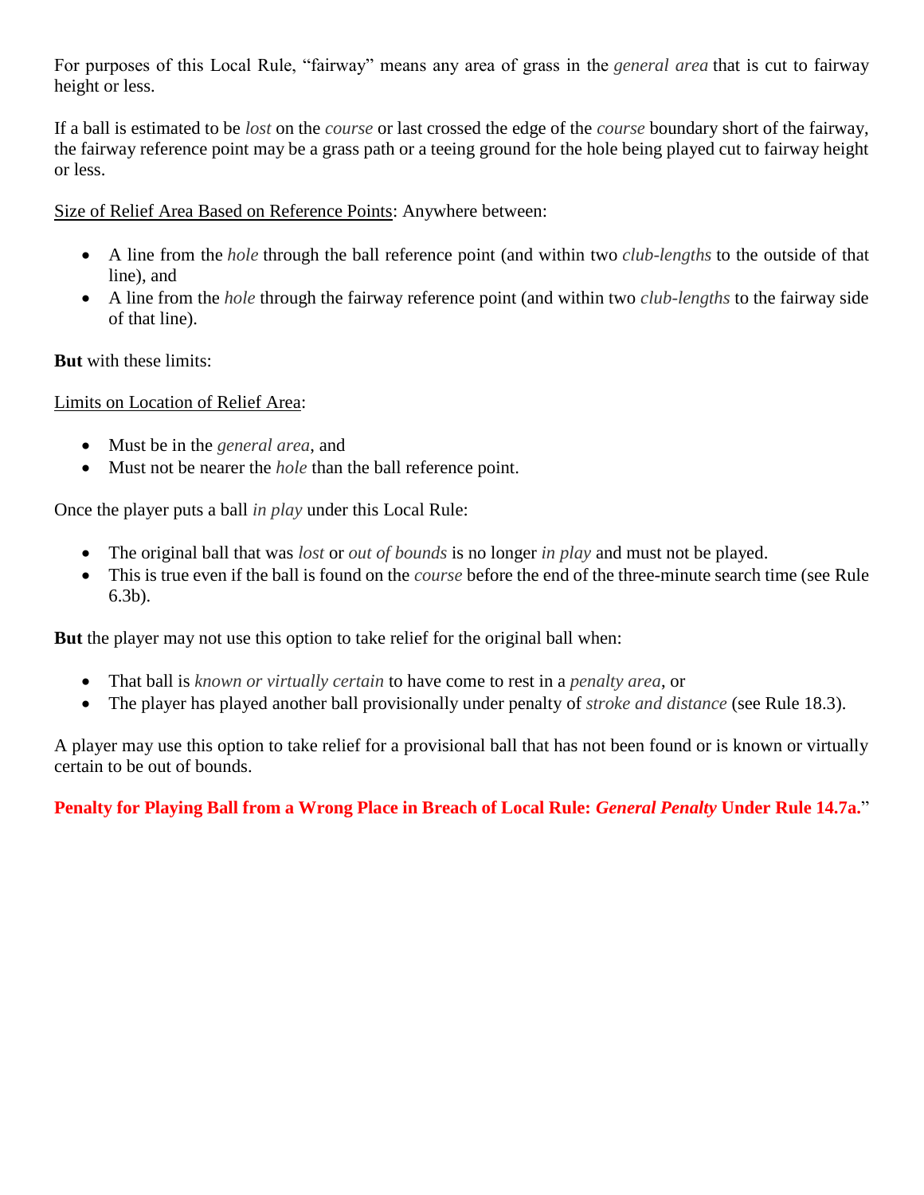For purposes of this Local Rule, “fairway” means any area of grass in the *general area* that is cut to fairway height or less.

If a ball is estimated to be *lost* on the *course* or last crossed the edge of the *course* boundary short of the fairway, the fairway reference point may be a grass path or a teeing ground for the hole being played cut to fairway height or less.

<u>Size of Relief Area Based on Reference Points</u>: Anywhere between:

- A line from the *hole* through the ball reference point (and within two *club-lengths* to the outside of that line), and
- A line from the *hole* through the fairway reference point (and within two *club-lengths* to the fairway side of that line).

**But** with these limits:

<u>Limits on Location of Relief Area</u>:

- Must be in the *general area*, and
- Must not be nearer the *hole* than the ball reference point.

Once the player puts a ball *in play* under this Local Rule:

- The original ball that was *lost* or *out of bounds* is no longer *in play* and must not be played.
- This is true even if the ball is found on the *course* before the end of the three-minute search time (see Rule 6.3b).

**But** the player may not use this option to take relief for the original ball when:

- That ball is *known or virtually certain* to have come to rest in a *penalty area*, or
- The player has played another ball provisionally under penalty of *stroke and distance* (see Rule 18.3).

A player may use this option to take relief for a provisional ball that has not been found or is known or virtually certain to be out of bounds.

**Penalty for Playing Ball from a Wrong Place in Breach of Local Rule: *General Penalty* Under Rule 14.7a.**”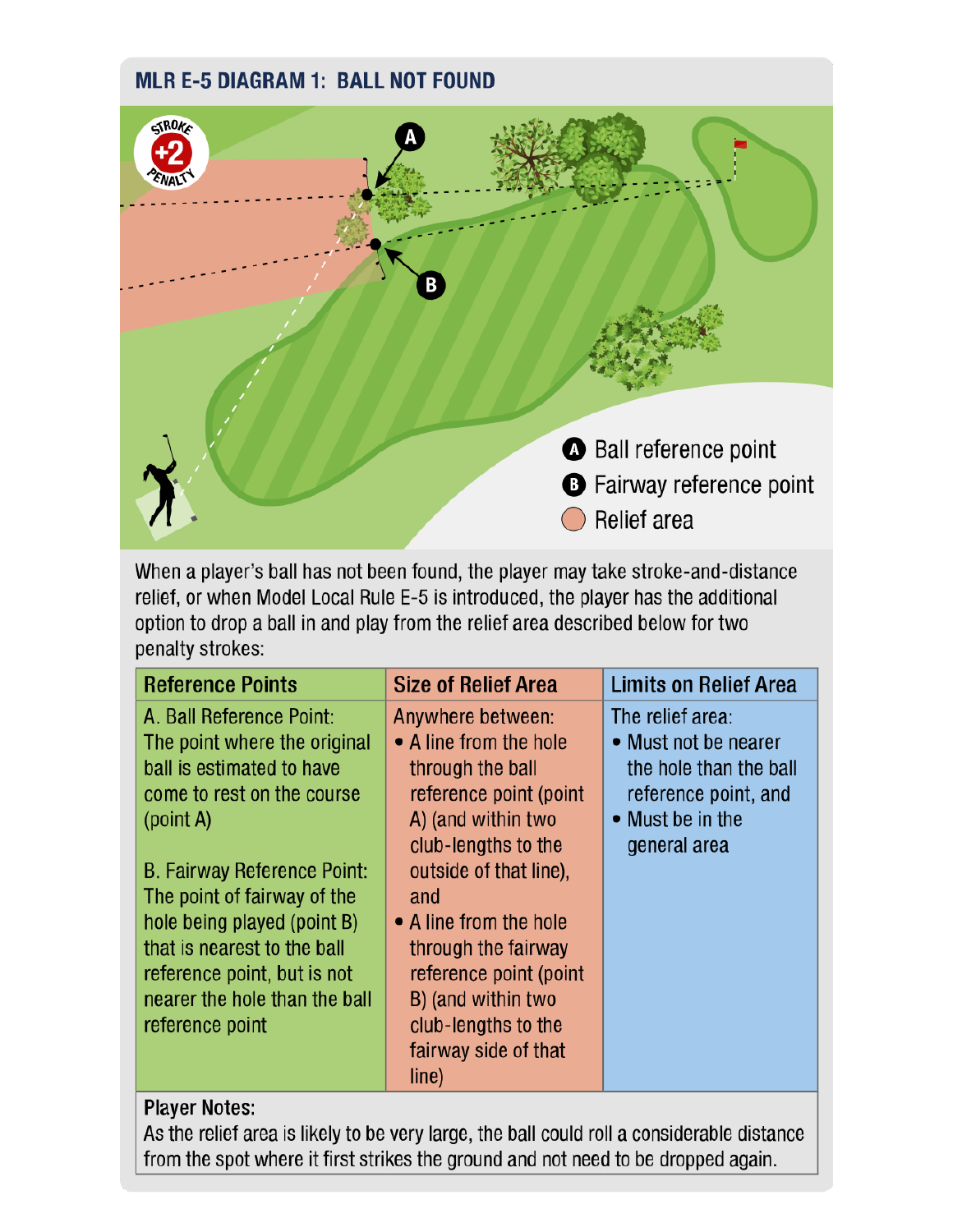## MLR E-5 DIAGRAM 1: BALL NOT FOUND

STROKE +2 PENALTY

A Ball reference point

B Fairway reference point

Relief area

When a player's ball has not been found, the player may take stroke-and-distance relief, or when Model Local Rule E-5 is introduced, the player has the additional option to drop a ball in and play from the relief area described below for two penalty strokes:

| Reference Points | Size of Relief Area | Limits on Relief Area |
|---|---|---|
| A. Ball Reference Point: The point where the original ball is estimated to have come to rest on the course (point A)<br><br>B. Fairway Reference Point: The point of fairway of the hole being played (point B) that is nearest to the ball reference point, but is not nearer the hole than the ball reference point | Anywhere between:<br>• A line from the hole through the ball reference point (point A) (and within two club-lengths to the outside of that line), and<br>• A line from the hole through the fairway reference point (point B) (and within two club-lengths to the fairway side of that line) | The relief area:<br>• Must not be nearer the hole than the ball reference point, and<br>• Must be in the general area |

**Player Notes:**
As the relief area is likely to be very large, the ball could roll a considerable distance from the spot where it first strikes the ground and not need to be dropped again.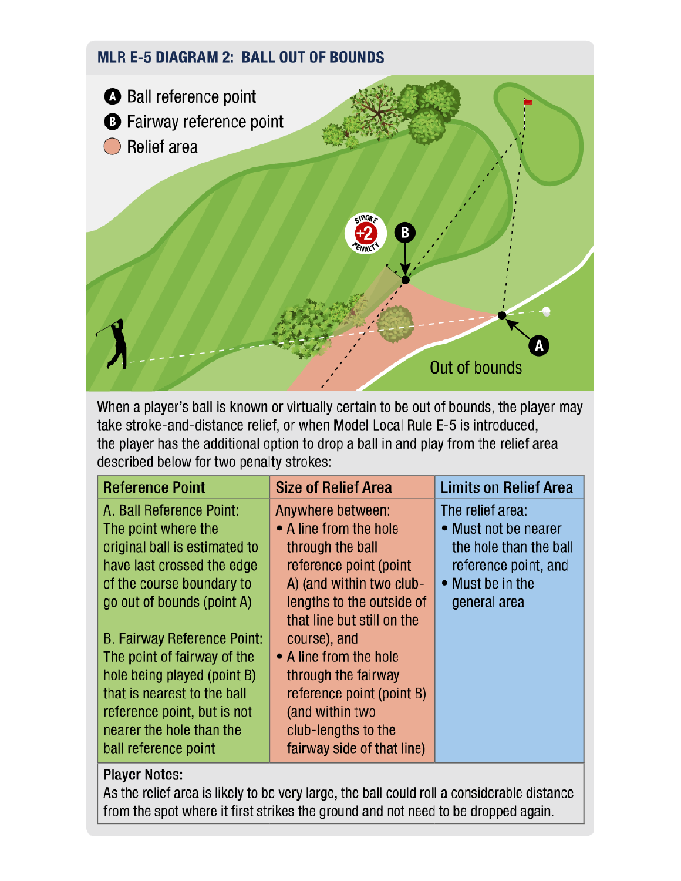## MLR E-5 DIAGRAM 2: BALL OUT OF BOUNDS

- **A** Ball reference point
- **B** Fairway reference point
- Relief area

When a player's ball is known or virtually certain to be out of bounds, the player may take stroke-and-distance relief, or when Model Local Rule E-5 is introduced, the player has the additional option to drop a ball in and play from the relief area described below for two penalty strokes:

| Reference Point | Size of Relief Area | Limits on Relief Area |
|---|---|---|
| A. Ball Reference Point: The point where the original ball is estimated to have last crossed the edge of the course boundary to go out of bounds (point A)<br><br>B. Fairway Reference Point: The point of fairway of the hole being played (point B) that is nearest to the ball reference point, but is not nearer the hole than the ball reference point | Anywhere between:<br>• A line from the hole through the ball reference point (point A) (and within two club-lengths to the outside of that line but still on the course), and<br>• A line from the hole through the fairway reference point (point B) (and within two club-lengths to the fairway side of that line) | The relief area:<br>• Must not be nearer the hole than the ball reference point, and<br>• Must be in the general area |

**Player Notes:**
As the relief area is likely to be very large, the ball could roll a considerable distance from the spot where it first strikes the ground and not need to be dropped again.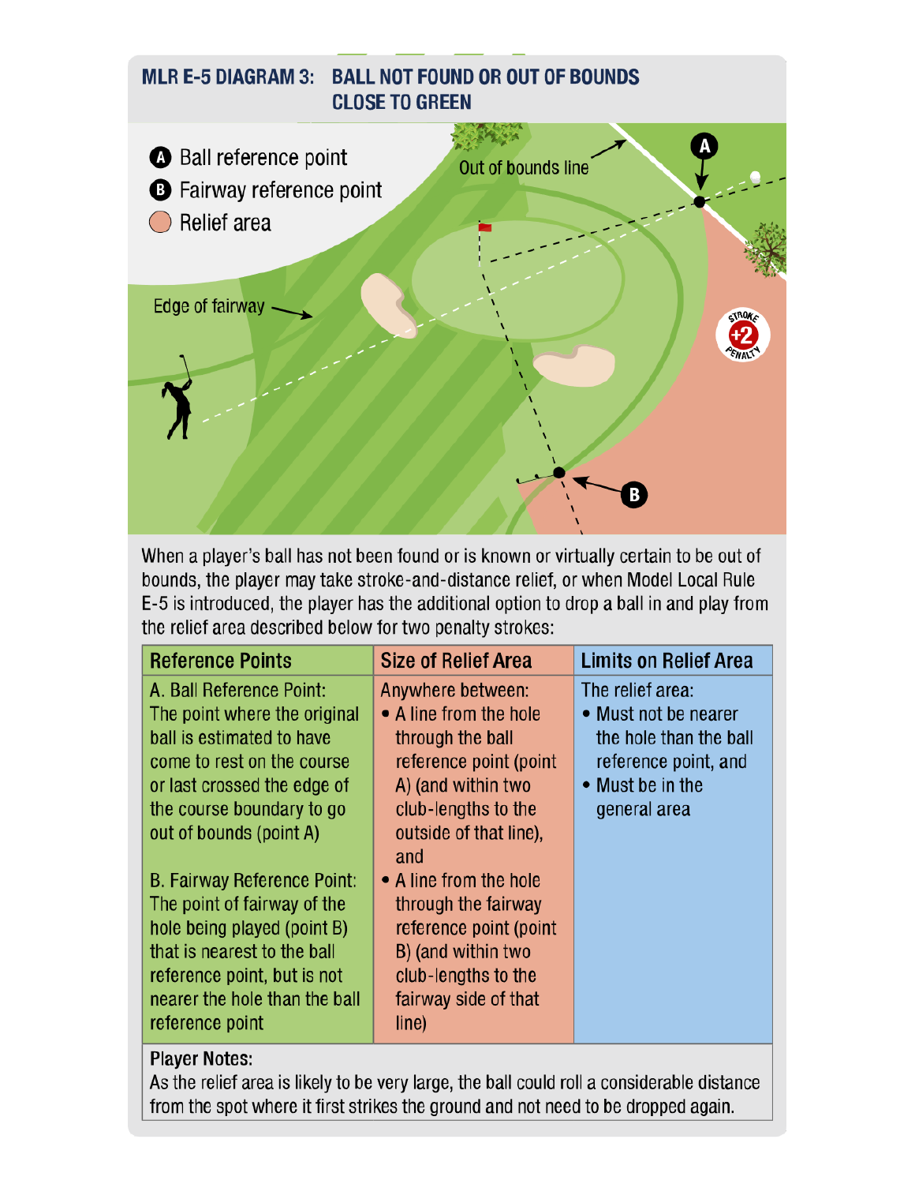## MLR E-5 DIAGRAM 3: BALL NOT FOUND OR OUT OF BOUNDS CLOSE TO GREEN

A Ball reference point
B Fairway reference point
Relief area

Out of bounds line

Edge of fairway

STROKE +2 PENALTY

A

B

When a player's ball has not been found or is known or virtually certain to be out of bounds, the player may take stroke-and-distance relief, or when Model Local Rule E-5 is introduced, the player has the additional option to drop a ball in and play from the relief area described below for two penalty strokes:

| Reference Points | Size of Relief Area | Limits on Relief Area |
|---|---|---|
| A. Ball Reference Point: The point where the original ball is estimated to have come to rest on the course or last crossed the edge of the course boundary to go out of bounds (point A)<br><br>B. Fairway Reference Point: The point of fairway of the hole being played (point B) that is nearest to the ball reference point, but is not nearer the hole than the ball reference point | Anywhere between:<br>• A line from the hole through the ball reference point (point A) (and within two club-lengths to the outside of that line), and<br>• A line from the hole through the fairway reference point (point B) (and within two club-lengths to the fairway side of that line) | The relief area:<br>• Must not be nearer the hole than the ball reference point, and<br>• Must be in the general area |

**Player Notes:**
As the relief area is likely to be very large, the ball could roll a considerable distance from the spot where it first strikes the ground and not need to be dropped again.